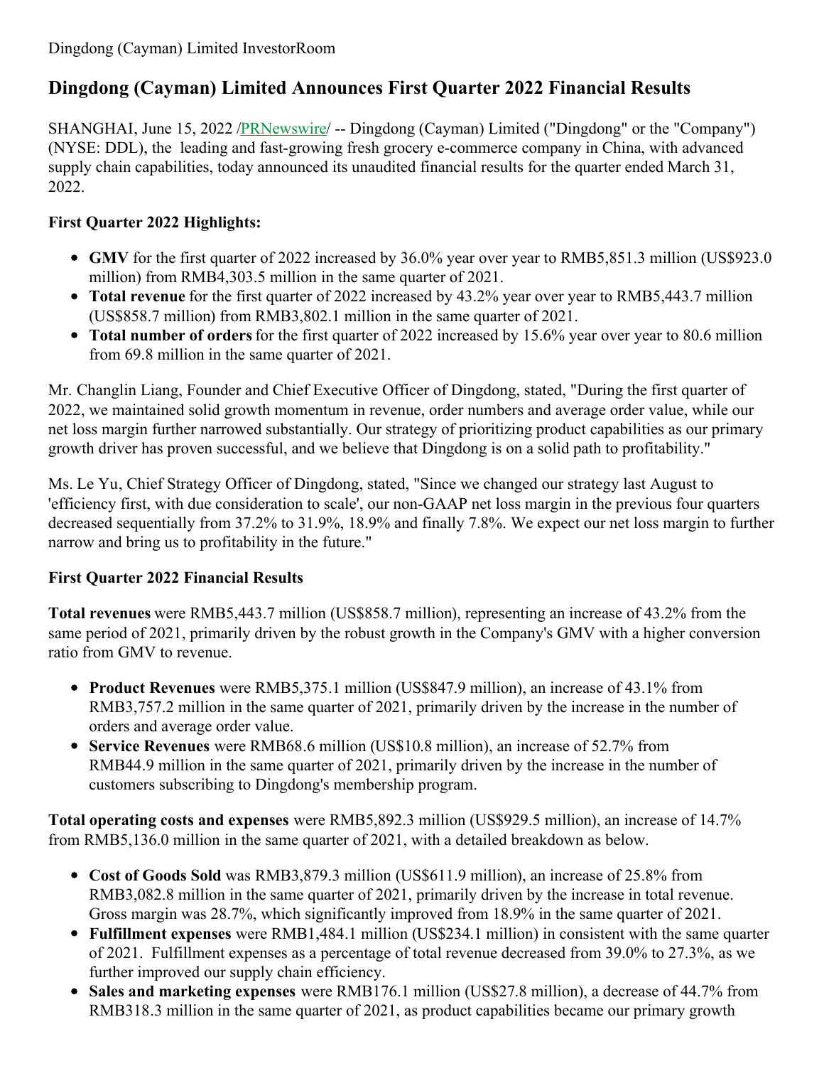Dingdong (Cayman) Limited InvestorRoom

# Dingdong (Cayman) Limited Announces First Quarter 2022 Financial Results

SHANGHAI, June 15, 2022 /PRNewswire/ -- Dingdong (Cayman) Limited ("Dingdong" or the "Company") (NYSE: DDL), the leading and fast-growing fresh grocery e-commerce company in China, with advanced supply chain capabilities, today announced its unaudited financial results for the quarter ended March 31, 2022.

**First Quarter 2022 Highlights:**

- **GMV** for the first quarter of 2022 increased by 36.0% year over year to RMB5,851.3 million (US$923.0 million) from RMB4,303.5 million in the same quarter of 2021.
- **Total revenue** for the first quarter of 2022 increased by 43.2% year over year to RMB5,443.7 million (US$858.7 million) from RMB3,802.1 million in the same quarter of 2021.
- **Total number of orders** for the first quarter of 2022 increased by 15.6% year over year to 80.6 million from 69.8 million in the same quarter of 2021.

Mr. Changlin Liang, Founder and Chief Executive Officer of Dingdong, stated, "During the first quarter of 2022, we maintained solid growth momentum in revenue, order numbers and average order value, while our net loss margin further narrowed substantially. Our strategy of prioritizing product capabilities as our primary growth driver has proven successful, and we believe that Dingdong is on a solid path to profitability."

Ms. Le Yu, Chief Strategy Officer of Dingdong, stated, "Since we changed our strategy last August to 'efficiency first, with due consideration to scale', our non-GAAP net loss margin in the previous four quarters decreased sequentially from 37.2% to 31.9%, 18.9% and finally 7.8%. We expect our net loss margin to further narrow and bring us to profitability in the future."

**First Quarter 2022 Financial Results**

**Total revenues** were RMB5,443.7 million (US$858.7 million), representing an increase of 43.2% from the same period of 2021, primarily driven by the robust growth in the Company's GMV with a higher conversion ratio from GMV to revenue.

- **Product Revenues** were RMB5,375.1 million (US$847.9 million), an increase of 43.1% from RMB3,757.2 million in the same quarter of 2021, primarily driven by the increase in the number of orders and average order value.
- **Service Revenues** were RMB68.6 million (US$10.8 million), an increase of 52.7% from RMB44.9 million in the same quarter of 2021, primarily driven by the increase in the number of customers subscribing to Dingdong's membership program.

**Total operating costs and expenses** were RMB5,892.3 million (US$929.5 million), an increase of 14.7% from RMB5,136.0 million in the same quarter of 2021, with a detailed breakdown as below.

- **Cost of Goods Sold** was RMB3,879.3 million (US$611.9 million), an increase of 25.8% from RMB3,082.8 million in the same quarter of 2021, primarily driven by the increase in total revenue. Gross margin was 28.7%, which significantly improved from 18.9% in the same quarter of 2021.
- **Fulfillment expenses** were RMB1,484.1 million (US$234.1 million) in consistent with the same quarter of 2021. Fulfillment expenses as a percentage of total revenue decreased from 39.0% to 27.3%, as we further improved our supply chain efficiency.
- **Sales and marketing expenses** were RMB176.1 million (US$27.8 million), a decrease of 44.7% from RMB318.3 million in the same quarter of 2021, as product capabilities became our primary growth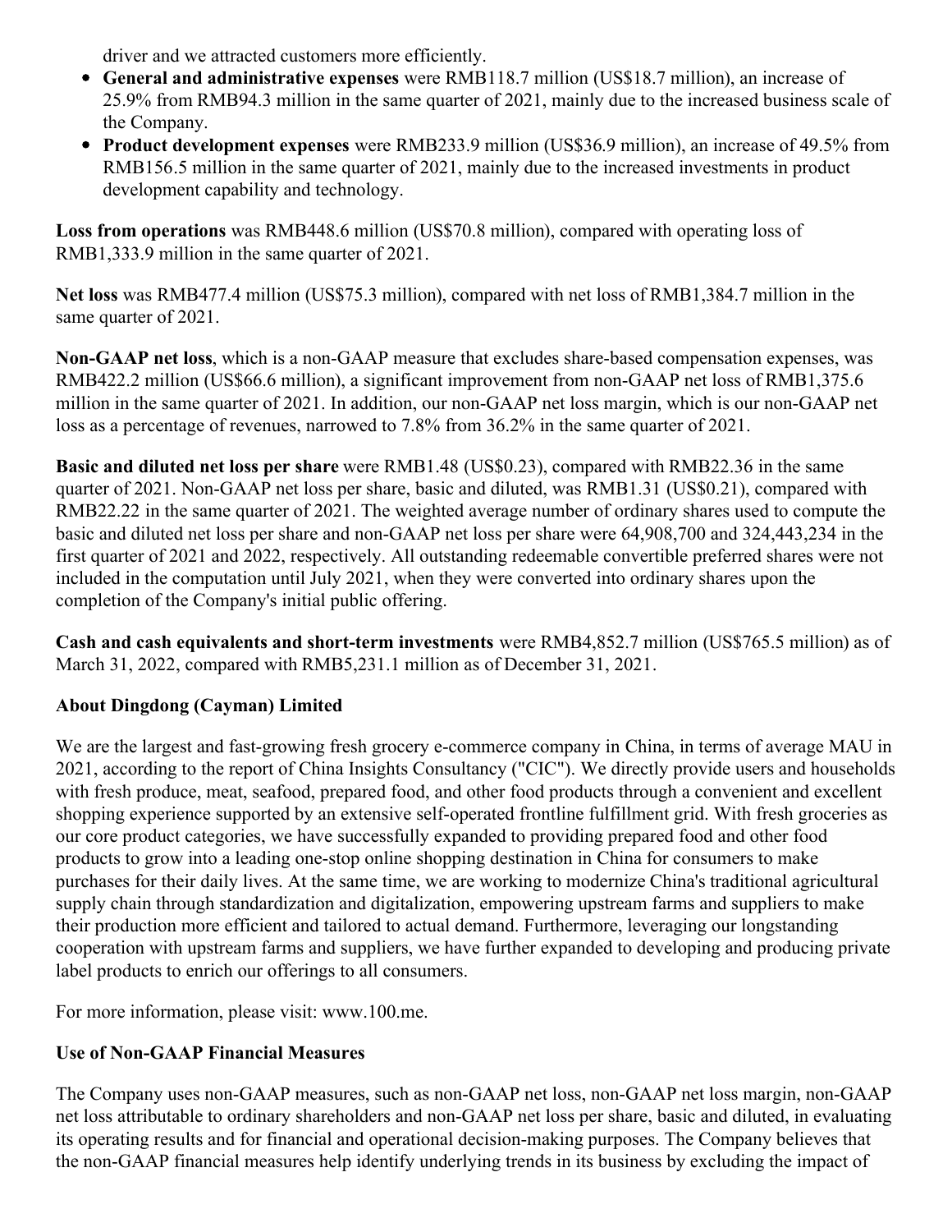driver and we attracted customers more efficiently.

- **General and administrative expenses** were RMB118.7 million (US$18.7 million), an increase of 25.9% from RMB94.3 million in the same quarter of 2021, mainly due to the increased business scale of the Company.
- **Product development expenses** were RMB233.9 million (US$36.9 million), an increase of 49.5% from RMB156.5 million in the same quarter of 2021, mainly due to the increased investments in product development capability and technology.

**Loss from operations** was RMB448.6 million (US$70.8 million), compared with operating loss of RMB1,333.9 million in the same quarter of 2021.

**Net loss** was RMB477.4 million (US$75.3 million), compared with net loss of RMB1,384.7 million in the same quarter of 2021.

**Non-GAAP net loss**, which is a non-GAAP measure that excludes share-based compensation expenses, was RMB422.2 million (US$66.6 million), a significant improvement from non-GAAP net loss of RMB1,375.6 million in the same quarter of 2021. In addition, our non-GAAP net loss margin, which is our non-GAAP net loss as a percentage of revenues, narrowed to 7.8% from 36.2% in the same quarter of 2021.

**Basic and diluted net loss per share** were RMB1.48 (US$0.23), compared with RMB22.36 in the same quarter of 2021. Non-GAAP net loss per share, basic and diluted, was RMB1.31 (US$0.21), compared with RMB22.22 in the same quarter of 2021. The weighted average number of ordinary shares used to compute the basic and diluted net loss per share and non-GAAP net loss per share were 64,908,700 and 324,443,234 in the first quarter of 2021 and 2022, respectively. All outstanding redeemable convertible preferred shares were not included in the computation until July 2021, when they were converted into ordinary shares upon the completion of the Company's initial public offering.

**Cash and cash equivalents and short-term investments** were RMB4,852.7 million (US$765.5 million) as of March 31, 2022, compared with RMB5,231.1 million as of December 31, 2021.

**About Dingdong (Cayman) Limited**

We are the largest and fast-growing fresh grocery e-commerce company in China, in terms of average MAU in 2021, according to the report of China Insights Consultancy ("CIC"). We directly provide users and households with fresh produce, meat, seafood, prepared food, and other food products through a convenient and excellent shopping experience supported by an extensive self-operated frontline fulfillment grid. With fresh groceries as our core product categories, we have successfully expanded to providing prepared food and other food products to grow into a leading one-stop online shopping destination in China for consumers to make purchases for their daily lives. At the same time, we are working to modernize China's traditional agricultural supply chain through standardization and digitalization, empowering upstream farms and suppliers to make their production more efficient and tailored to actual demand. Furthermore, leveraging our longstanding cooperation with upstream farms and suppliers, we have further expanded to developing and producing private label products to enrich our offerings to all consumers.

For more information, please visit: www.100.me.

**Use of Non-GAAP Financial Measures**

The Company uses non-GAAP measures, such as non-GAAP net loss, non-GAAP net loss margin, non-GAAP net loss attributable to ordinary shareholders and non-GAAP net loss per share, basic and diluted, in evaluating its operating results and for financial and operational decision-making purposes. The Company believes that the non-GAAP financial measures help identify underlying trends in its business by excluding the impact of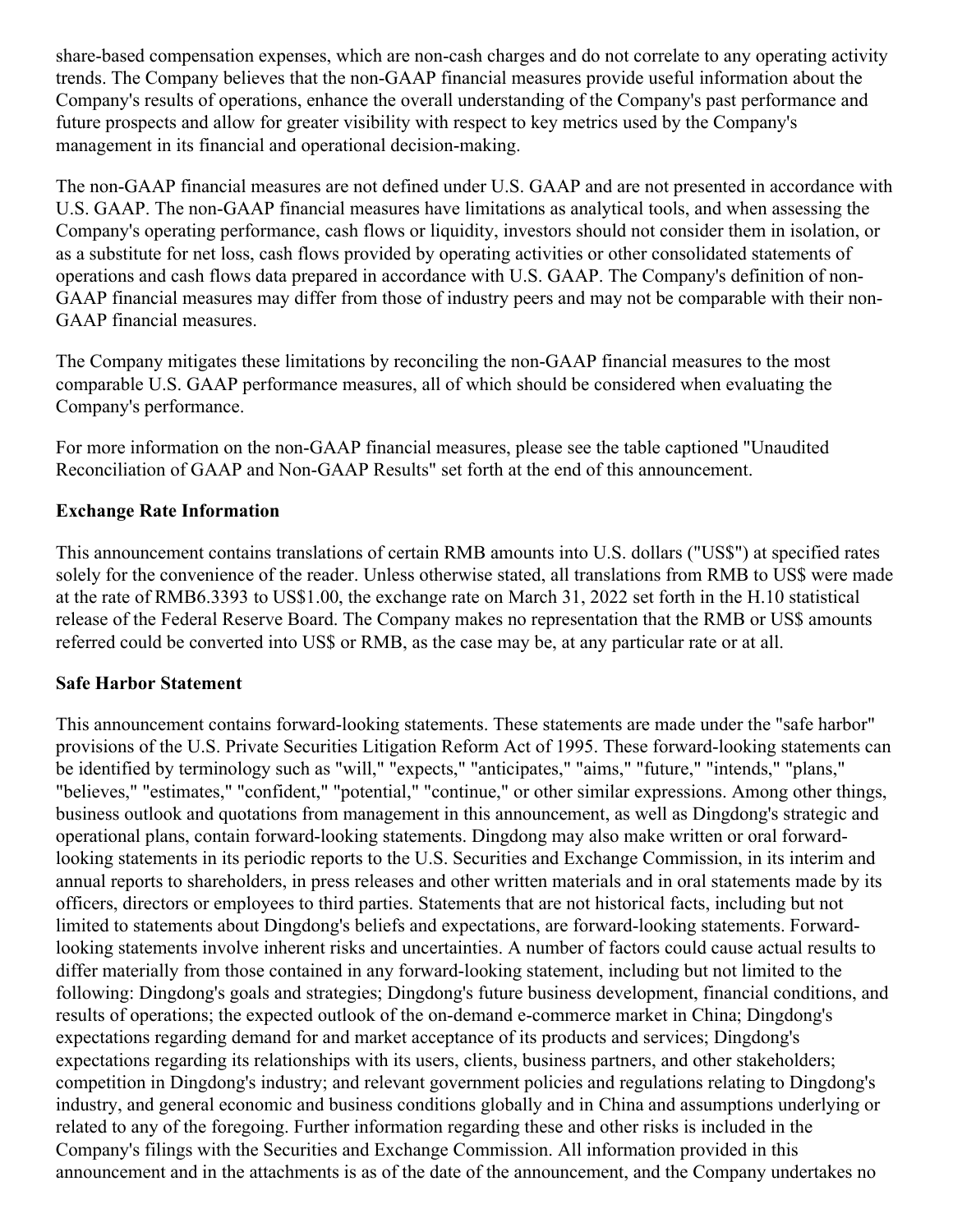share-based compensation expenses, which are non-cash charges and do not correlate to any operating activity trends. The Company believes that the non-GAAP financial measures provide useful information about the Company's results of operations, enhance the overall understanding of the Company's past performance and future prospects and allow for greater visibility with respect to key metrics used by the Company's management in its financial and operational decision-making.

The non-GAAP financial measures are not defined under U.S. GAAP and are not presented in accordance with U.S. GAAP. The non-GAAP financial measures have limitations as analytical tools, and when assessing the Company's operating performance, cash flows or liquidity, investors should not consider them in isolation, or as a substitute for net loss, cash flows provided by operating activities or other consolidated statements of operations and cash flows data prepared in accordance with U.S. GAAP. The Company's definition of non-GAAP financial measures may differ from those of industry peers and may not be comparable with their non-GAAP financial measures.

The Company mitigates these limitations by reconciling the non-GAAP financial measures to the most comparable U.S. GAAP performance measures, all of which should be considered when evaluating the Company's performance.

For more information on the non-GAAP financial measures, please see the table captioned "Unaudited Reconciliation of GAAP and Non-GAAP Results" set forth at the end of this announcement.

**Exchange Rate Information**

This announcement contains translations of certain RMB amounts into U.S. dollars ("US$") at specified rates solely for the convenience of the reader. Unless otherwise stated, all translations from RMB to US$ were made at the rate of RMB6.3393 to US$1.00, the exchange rate on March 31, 2022 set forth in the H.10 statistical release of the Federal Reserve Board. The Company makes no representation that the RMB or US$ amounts referred could be converted into US$ or RMB, as the case may be, at any particular rate or at all.

**Safe Harbor Statement**

This announcement contains forward-looking statements. These statements are made under the "safe harbor" provisions of the U.S. Private Securities Litigation Reform Act of 1995. These forward-looking statements can be identified by terminology such as "will," "expects," "anticipates," "aims," "future," "intends," "plans," "believes," "estimates," "confident," "potential," "continue," or other similar expressions. Among other things, business outlook and quotations from management in this announcement, as well as Dingdong's strategic and operational plans, contain forward-looking statements. Dingdong may also make written or oral forward-looking statements in its periodic reports to the U.S. Securities and Exchange Commission, in its interim and annual reports to shareholders, in press releases and other written materials and in oral statements made by its officers, directors or employees to third parties. Statements that are not historical facts, including but not limited to statements about Dingdong's beliefs and expectations, are forward-looking statements. Forward-looking statements involve inherent risks and uncertainties. A number of factors could cause actual results to differ materially from those contained in any forward-looking statement, including but not limited to the following: Dingdong's goals and strategies; Dingdong's future business development, financial conditions, and results of operations; the expected outlook of the on-demand e-commerce market in China; Dingdong's expectations regarding demand for and market acceptance of its products and services; Dingdong's expectations regarding its relationships with its users, clients, business partners, and other stakeholders; competition in Dingdong's industry; and relevant government policies and regulations relating to Dingdong's industry, and general economic and business conditions globally and in China and assumptions underlying or related to any of the foregoing. Further information regarding these and other risks is included in the Company's filings with the Securities and Exchange Commission. All information provided in this announcement and in the attachments is as of the date of the announcement, and the Company undertakes no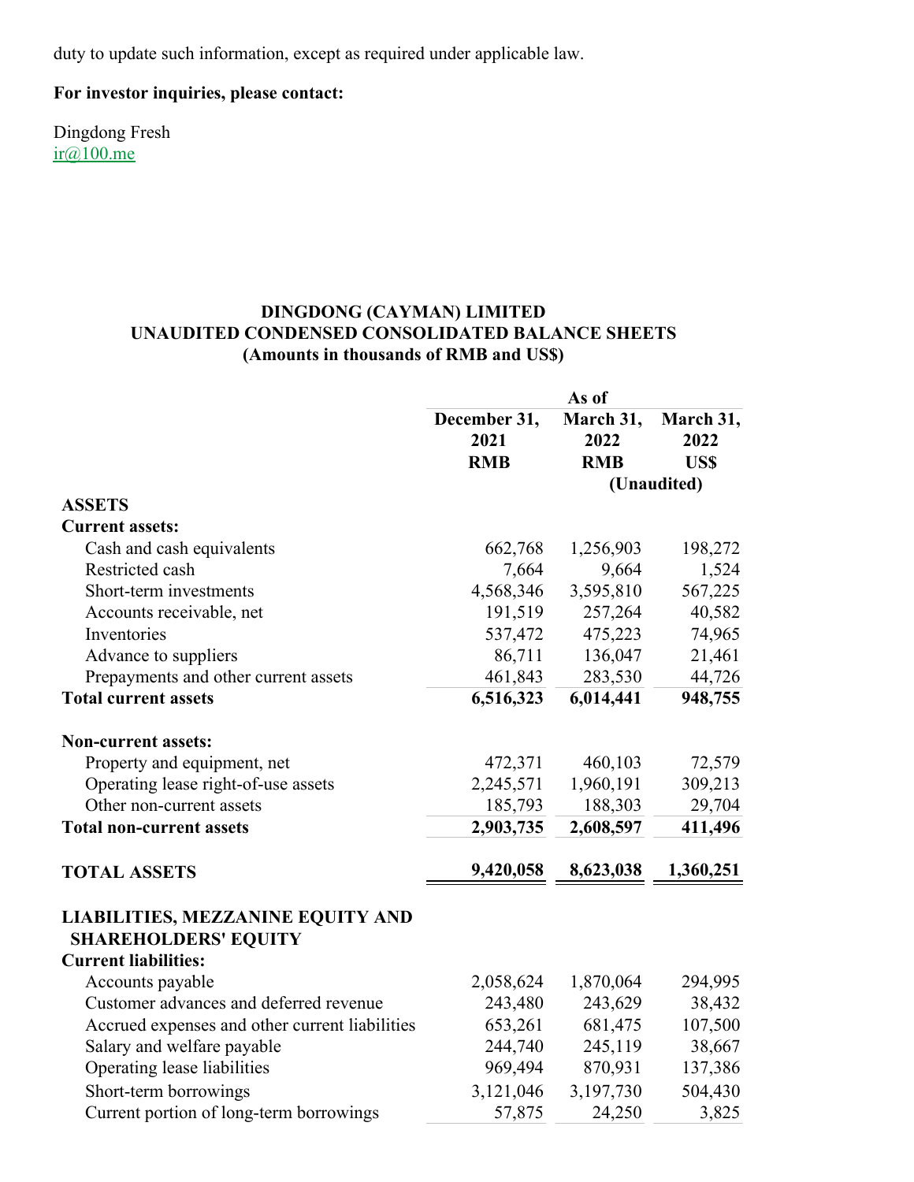duty to update such information, except as required under applicable law.

**For investor inquiries, please contact:**

Dingdong Fresh
ir@100.me

**DINGDONG (CAYMAN) LIMITED**
**UNAUDITED CONDENSED CONSOLIDATED BALANCE SHEETS**
**(Amounts in thousands of RMB and US$)**

| | As of | | |
|---|---|---|---|
| | **December 31, 2021 RMB** | **March 31, 2022 RMB** | **March 31, 2022 US$** |
| | | **(Unaudited)** | |
| **ASSETS** | | | |
| **Current assets:** | | | |
| Cash and cash equivalents | 662,768 | 1,256,903 | 198,272 |
| Restricted cash | 7,664 | 9,664 | 1,524 |
| Short-term investments | 4,568,346 | 3,595,810 | 567,225 |
| Accounts receivable, net | 191,519 | 257,264 | 40,582 |
| Inventories | 537,472 | 475,223 | 74,965 |
| Advance to suppliers | 86,711 | 136,047 | 21,461 |
| Prepayments and other current assets | 461,843 | 283,530 | 44,726 |
| **Total current assets** | **6,516,323** | **6,014,441** | **948,755** |
| | | | |
| **Non-current assets:** | | | |
| Property and equipment, net | 472,371 | 460,103 | 72,579 |
| Operating lease right-of-use assets | 2,245,571 | 1,960,191 | 309,213 |
| Other non-current assets | 185,793 | 188,303 | 29,704 |
| **Total non-current assets** | **2,903,735** | **2,608,597** | **411,496** |
| | | | |
| **TOTAL ASSETS** | **9,420,058** | **8,623,038** | **1,360,251** |
| | | | |
| **LIABILITIES, MEZZANINE EQUITY AND SHAREHOLDERS' EQUITY** | | | |
| **Current liabilities:** | | | |
| Accounts payable | 2,058,624 | 1,870,064 | 294,995 |
| Customer advances and deferred revenue | 243,480 | 243,629 | 38,432 |
| Accrued expenses and other current liabilities | 653,261 | 681,475 | 107,500 |
| Salary and welfare payable | 244,740 | 245,119 | 38,667 |
| Operating lease liabilities | 969,494 | 870,931 | 137,386 |
| Short-term borrowings | 3,121,046 | 3,197,730 | 504,430 |
| Current portion of long-term borrowings | 57,875 | 24,250 | 3,825 |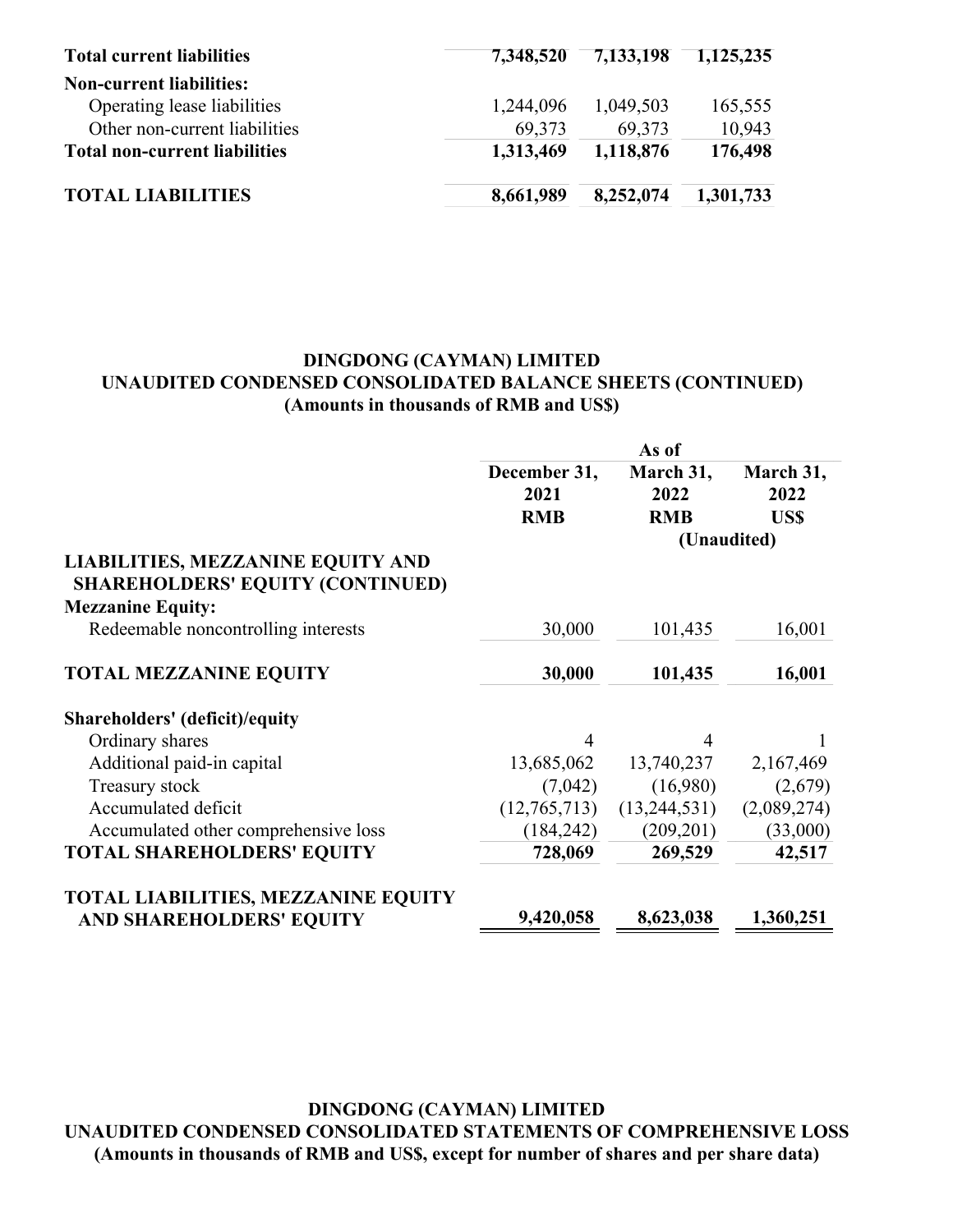| | | | |
|---|---|---|---|
| **Total current liabilities** | **7,348,520** | **7,133,198** | **1,125,235** |
| **Non-current liabilities:** | | | |
| Operating lease liabilities | 1,244,096 | 1,049,503 | 165,555 |
| Other non-current liabilities | 69,373 | 69,373 | 10,943 |
| **Total non-current liabilities** | **1,313,469** | **1,118,876** | **176,498** |
| **TOTAL LIABILITIES** | **8,661,989** | **8,252,074** | **1,301,733** |

**DINGDONG (CAYMAN) LIMITED**
**UNAUDITED CONDENSED CONSOLIDATED BALANCE SHEETS (CONTINUED)**
**(Amounts in thousands of RMB and US$)**

| | As of | | |
|---|---|---|---|
| | **December 31, 2021 RMB** | **March 31, 2022 RMB** | **March 31, 2022 US$** |
| | | **(Unaudited)** | |
| **LIABILITIES, MEZZANINE EQUITY AND SHAREHOLDERS' EQUITY (CONTINUED)** | | | |
| **Mezzanine Equity:** | | | |
| Redeemable noncontrolling interests | 30,000 | 101,435 | 16,001 |
| **TOTAL MEZZANINE EQUITY** | **30,000** | **101,435** | **16,001** |
| **Shareholders' (deficit)/equity** | | | |
| Ordinary shares | 4 | 4 | 1 |
| Additional paid-in capital | 13,685,062 | 13,740,237 | 2,167,469 |
| Treasury stock | (7,042) | (16,980) | (2,679) |
| Accumulated deficit | (12,765,713) | (13,244,531) | (2,089,274) |
| Accumulated other comprehensive loss | (184,242) | (209,201) | (33,000) |
| **TOTAL SHAREHOLDERS' EQUITY** | **728,069** | **269,529** | **42,517** |
| **TOTAL LIABILITIES, MEZZANINE EQUITY AND SHAREHOLDERS' EQUITY** | **9,420,058** | **8,623,038** | **1,360,251** |

**DINGDONG (CAYMAN) LIMITED**
**UNAUDITED CONDENSED CONSOLIDATED STATEMENTS OF COMPREHENSIVE LOSS**
**(Amounts in thousands of RMB and US$, except for number of shares and per share data)**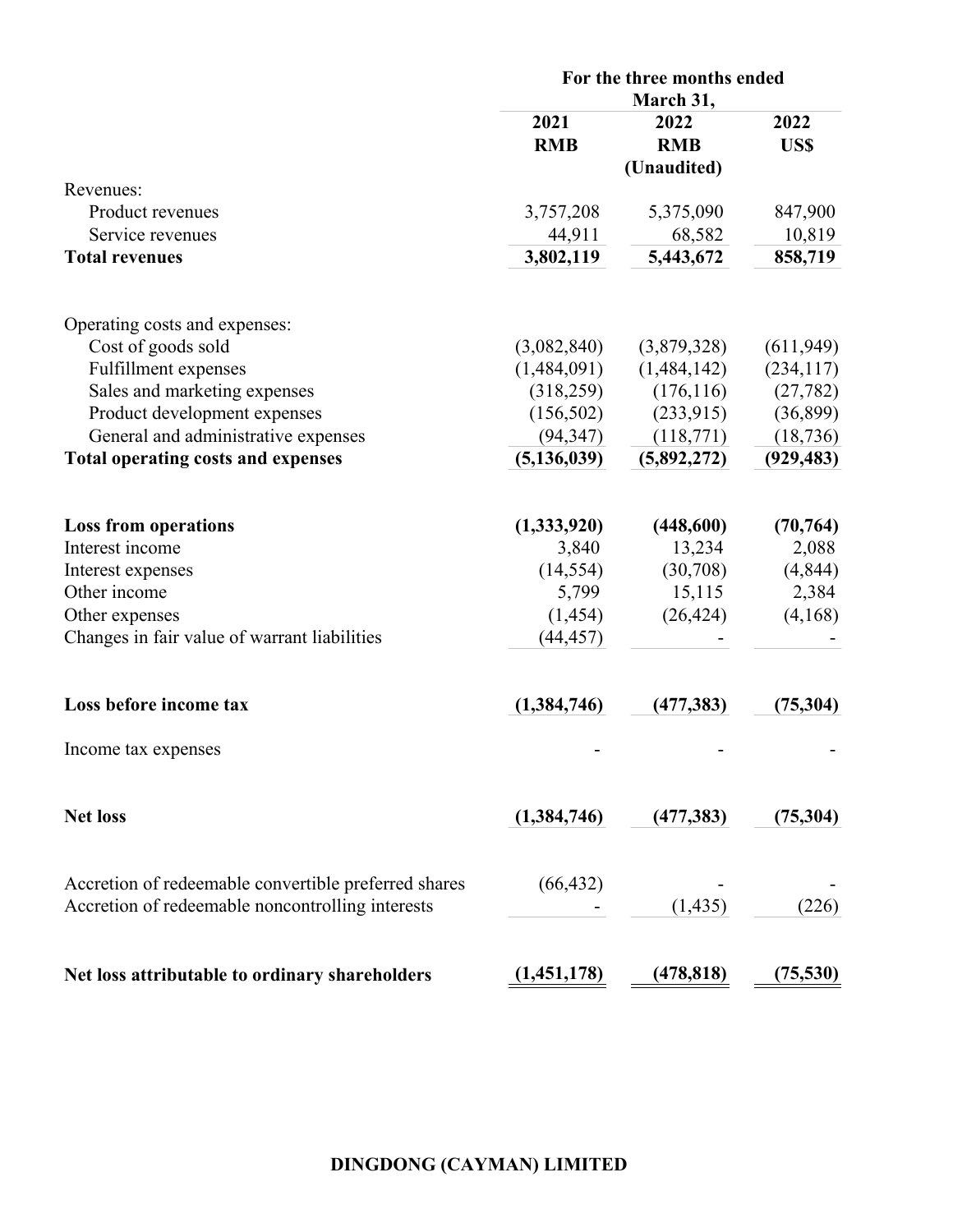| | For the three months ended March 31, | | |
|---|---|---|---|
| | 2021 | 2022 | 2022 |
| | RMB | RMB | US$ |
| | | (Unaudited) | |
| Revenues: | | | |
| Product revenues | 3,757,208 | 5,375,090 | 847,900 |
| Service revenues | 44,911 | 68,582 | 10,819 |
| **Total revenues** | **3,802,119** | **5,443,672** | **858,719** |
| | | | |
| Operating costs and expenses: | | | |
| Cost of goods sold | (3,082,840) | (3,879,328) | (611,949) |
| Fulfillment expenses | (1,484,091) | (1,484,142) | (234,117) |
| Sales and marketing expenses | (318,259) | (176,116) | (27,782) |
| Product development expenses | (156,502) | (233,915) | (36,899) |
| General and administrative expenses | (94,347) | (118,771) | (18,736) |
| **Total operating costs and expenses** | **(5,136,039)** | **(5,892,272)** | **(929,483)** |
| | | | |
| **Loss from operations** | **(1,333,920)** | **(448,600)** | **(70,764)** |
| Interest income | 3,840 | 13,234 | 2,088 |
| Interest expenses | (14,554) | (30,708) | (4,844) |
| Other income | 5,799 | 15,115 | 2,384 |
| Other expenses | (1,454) | (26,424) | (4,168) |
| Changes in fair value of warrant liabilities | (44,457) | - | - |
| | | | |
| **Loss before income tax** | **(1,384,746)** | **(477,383)** | **(75,304)** |
| | | | |
| Income tax expenses | - | - | - |
| | | | |
| **Net loss** | **(1,384,746)** | **(477,383)** | **(75,304)** |
| | | | |
| Accretion of redeemable convertible preferred shares | (66,432) | - | - |
| Accretion of redeemable noncontrolling interests | - | (1,435) | (226) |
| | | | |
| **Net loss attributable to ordinary shareholders** | **(1,451,178)** | **(478,818)** | **(75,530)** |

**DINGDONG (CAYMAN) LIMITED**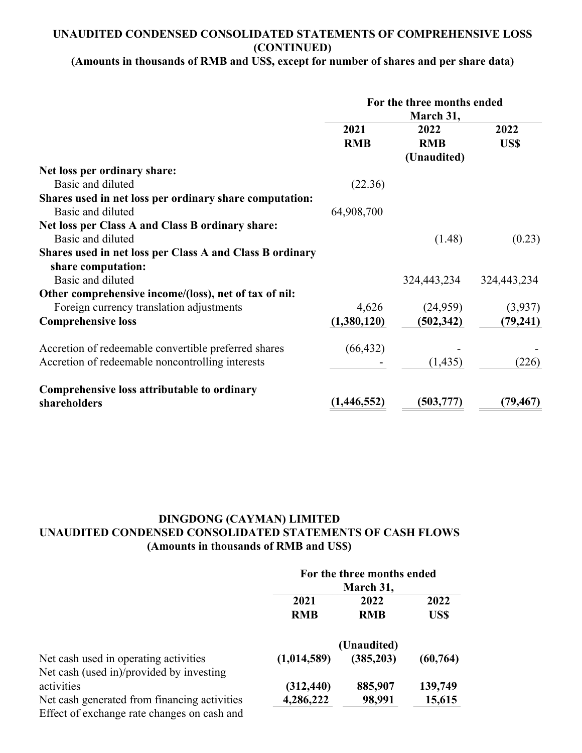**UNAUDITED CONDENSED CONSOLIDATED STATEMENTS OF COMPREHENSIVE LOSS (CONTINUED)**

**(Amounts in thousands of RMB and US$, except for number of shares and per share data)**

| | For the three months ended March 31, | | |
|---|---|---|---|
| | 2021 | 2022 | 2022 |
| | RMB | RMB | US$ |
| | | (Unaudited) | |
| **Net loss per ordinary share:** | | | |
| Basic and diluted | (22.36) | | |
| **Shares used in net loss per ordinary share computation:** | | | |
| Basic and diluted | 64,908,700 | | |
| **Net loss per Class A and Class B ordinary share:** | | | |
| Basic and diluted | | (1.48) | (0.23) |
| **Shares used in net loss per Class A and Class B ordinary share computation:** | | | |
| Basic and diluted | | 324,443,234 | 324,443,234 |
| **Other comprehensive income/(loss), net of tax of nil:** | | | |
| Foreign currency translation adjustments | 4,626 | (24,959) | (3,937) |
| **Comprehensive loss** | **(1,380,120)** | **(502,342)** | **(79,241)** |
| Accretion of redeemable convertible preferred shares | (66,432) | - | - |
| Accretion of redeemable noncontrolling interests | - | (1,435) | (226) |
| **Comprehensive loss attributable to ordinary shareholders** | **(1,446,552)** | **(503,777)** | **(79,467)** |

**DINGDONG (CAYMAN) LIMITED**

**UNAUDITED CONDENSED CONSOLIDATED STATEMENTS OF CASH FLOWS**

**(Amounts in thousands of RMB and US$)**

| | For the three months ended March 31, | | |
|---|---|---|---|
| | 2021 | 2022 | 2022 |
| | RMB | RMB | US$ |
| | | (Unaudited) | |
| Net cash used in operating activities | **(1,014,589)** | **(385,203)** | **(60,764)** |
| Net cash (used in)/provided by investing activities | **(312,440)** | **885,907** | **139,749** |
| Net cash generated from financing activities | **4,286,222** | **98,991** | **15,615** |
| Effect of exchange rate changes on cash and | | | |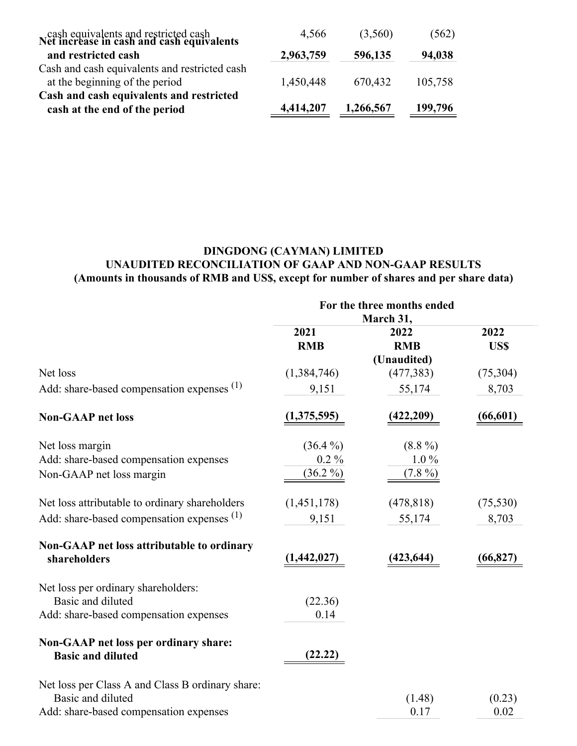| | | | |
|---|---|---|---|
| cash equivalents and restricted cash | 4,566 | (3,560) | (562) |
| **Net increase in cash and cash equivalents and restricted cash** | **2,963,759** | **596,135** | **94,038** |
| Cash and cash equivalents and restricted cash at the beginning of the period | 1,450,448 | 670,432 | 105,758 |
| **Cash and cash equivalents and restricted cash at the end of the period** | **4,414,207** | **1,266,567** | **199,796** |

**DINGDONG (CAYMAN) LIMITED**
**UNAUDITED RECONCILIATION OF GAAP AND NON-GAAP RESULTS**
**(Amounts in thousands of RMB and US$, except for number of shares and per share data)**

| | For the three months ended March 31, | | |
|---|---|---|---|
| | **2021** | **2022** | **2022** |
| | **RMB** | **RMB** | **US$** |
| | | **(Unaudited)** | |
| Net loss | (1,384,746) | (477,383) | (75,304) |
| Add: share-based compensation expenses (1) | 9,151 | 55,174 | 8,703 |
| **Non-GAAP net loss** | **(1,375,595)** | **(422,209)** | **(66,601)** |
| Net loss margin | (36.4 %) | (8.8 %) | |
| Add: share-based compensation expenses | 0.2 % | 1.0 % | |
| Non-GAAP net loss margin | (36.2 %) | (7.8 %) | |
| Net loss attributable to ordinary shareholders | (1,451,178) | (478,818) | (75,530) |
| Add: share-based compensation expenses (1) | 9,151 | 55,174 | 8,703 |
| **Non-GAAP net loss attributable to ordinary shareholders** | **(1,442,027)** | **(423,644)** | **(66,827)** |
| Net loss per ordinary shareholders: | | | |
| Basic and diluted | (22.36) | | |
| Add: share-based compensation expenses | 0.14 | | |
| **Non-GAAP net loss per ordinary share: Basic and diluted** | **(22.22)** | | |
| Net loss per Class A and Class B ordinary share: | | | |
| Basic and diluted | | (1.48) | (0.23) |
| Add: share-based compensation expenses | | 0.17 | 0.02 |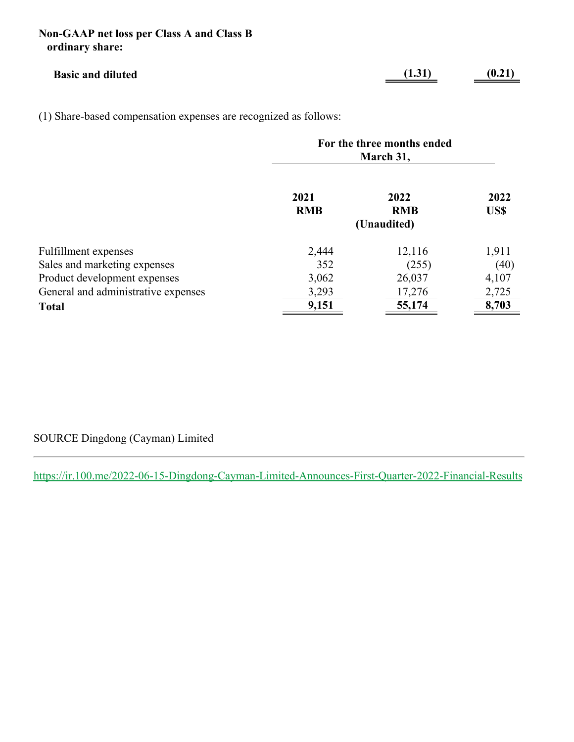| | | |
|---|---|---|
| **Non-GAAP net loss per Class A and Class B ordinary share:** | | |
| **Basic and diluted** | **(1.31)** | **(0.21)** |

(1) Share-based compensation expenses are recognized as follows:

| | For the three months ended March 31, | | |
|---|---|---|---|
| | **2021 RMB** | **2022 RMB (Unaudited)** | **2022 US$** |
| Fulfillment expenses | 2,444 | 12,116 | 1,911 |
| Sales and marketing expenses | 352 | (255) | (40) |
| Product development expenses | 3,062 | 26,037 | 4,107 |
| General and administrative expenses | 3,293 | 17,276 | 2,725 |
| **Total** | **9,151** | **55,174** | **8,703** |

SOURCE Dingdong (Cayman) Limited

https://ir.100.me/2022-06-15-Dingdong-Cayman-Limited-Announces-First-Quarter-2022-Financial-Results